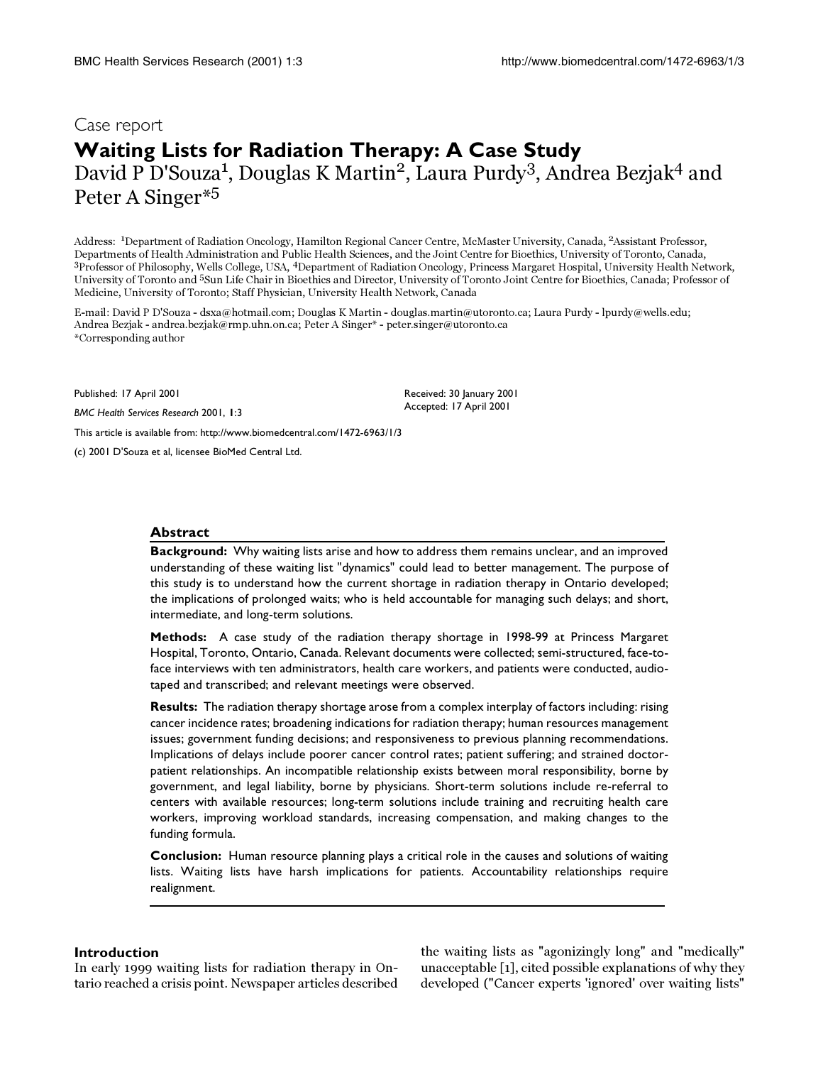Case report

# Waiting Lists for Radiation Therapy: A Case Study

David P D'Souza[1], Douglas K Martin[2], Laura Purdy[3], Andrea Bezjak[4] and Peter A Singer*[5]

Address: [1]Department of Radiation Oncology, Hamilton Regional Cancer Centre, McMaster University, Canada, [2]Assistant Professor, Departments of Health Administration and Public Health Sciences, and the Joint Centre for Bioethics, University of Toronto, Canada, [3]Professor of Philosophy, Wells College, USA, [4]Department of Radiation Oncology, Princess Margaret Hospital, University Health Network, University of Toronto and [5]Sun Life Chair in Bioethics and Director, University of Toronto Joint Centre for Bioethics, Canada; Professor of Medicine, University of Toronto; Staff Physician, University Health Network, Canada

E-mail: David P D'Souza - dsxa@hotmail.com; Douglas K Martin - douglas.martin@utoronto.ca; Laura Purdy - lpurdy@wells.edu; Andrea Bezjak - andrea.bezjak@rmp.uhn.on.ca; Peter A Singer* - peter.singer@utoronto.ca
*Corresponding author

Published: 17 April 2001

*BMC Health Services Research* 2001, **1**:3

Received: 30 January 2001
Accepted: 17 April 2001

This article is available from: http://www.biomedcentral.com/1472-6963/1/3

(c) 2001 D'Souza et al, licensee BioMed Central Ltd.

## Abstract

**Background:** Why waiting lists arise and how to address them remains unclear, and an improved understanding of these waiting list "dynamics" could lead to better management. The purpose of this study is to understand how the current shortage in radiation therapy in Ontario developed; the implications of prolonged waits; who is held accountable for managing such delays; and short, intermediate, and long-term solutions.

**Methods:** A case study of the radiation therapy shortage in 1998-99 at Princess Margaret Hospital, Toronto, Ontario, Canada. Relevant documents were collected; semi-structured, face-to-face interviews with ten administrators, health care workers, and patients were conducted, audio-taped and transcribed; and relevant meetings were observed.

**Results:** The radiation therapy shortage arose from a complex interplay of factors including: rising cancer incidence rates; broadening indications for radiation therapy; human resources management issues; government funding decisions; and responsiveness to previous planning recommendations. Implications of delays include poorer cancer control rates; patient suffering; and strained doctor-patient relationships. An incompatible relationship exists between moral responsibility, borne by government, and legal liability, borne by physicians. Short-term solutions include re-referral to centers with available resources; long-term solutions include training and recruiting health care workers, improving workload standards, increasing compensation, and making changes to the funding formula.

**Conclusion:** Human resource planning plays a critical role in the causes and solutions of waiting lists. Waiting lists have harsh implications for patients. Accountability relationships require realignment.

## Introduction

In early 1999 waiting lists for radiation therapy in Ontario reached a crisis point. Newspaper articles described the waiting lists as "agonizingly long" and "medically" unacceptable [1], cited possible explanations of why they developed ("Cancer experts 'ignored' over waiting lists"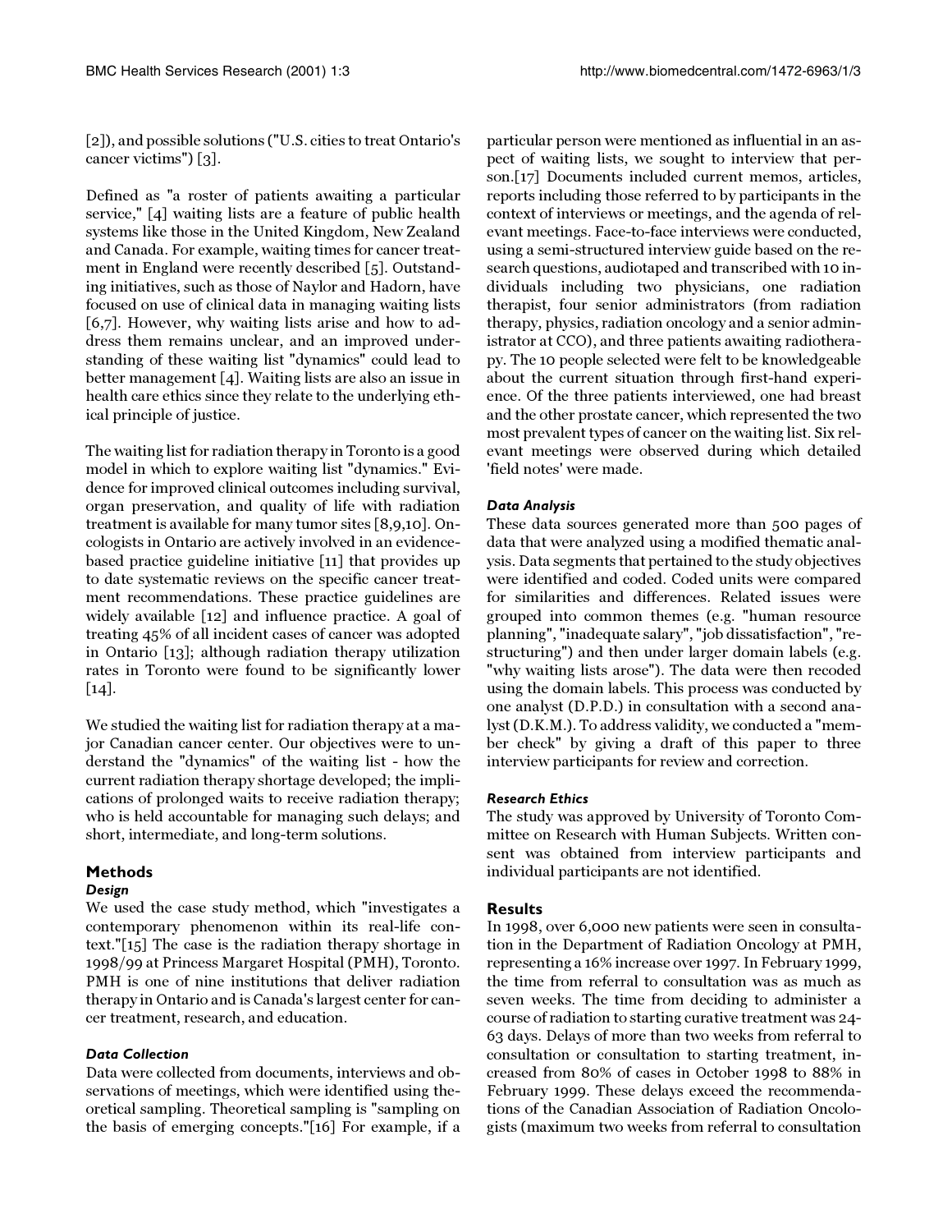[2]), and possible solutions ("U.S. cities to treat Ontario's cancer victims") [3].

Defined as "a roster of patients awaiting a particular service," [4] waiting lists are a feature of public health systems like those in the United Kingdom, New Zealand and Canada. For example, waiting times for cancer treatment in England were recently described [5]. Outstanding initiatives, such as those of Naylor and Hadorn, have focused on use of clinical data in managing waiting lists [6,7]. However, why waiting lists arise and how to address them remains unclear, and an improved understanding of these waiting list "dynamics" could lead to better management [4]. Waiting lists are also an issue in health care ethics since they relate to the underlying ethical principle of justice.

The waiting list for radiation therapy in Toronto is a good model in which to explore waiting list "dynamics." Evidence for improved clinical outcomes including survival, organ preservation, and quality of life with radiation treatment is available for many tumor sites [8,9,10]. Oncologists in Ontario are actively involved in an evidence-based practice guideline initiative [11] that provides up to date systematic reviews on the specific cancer treatment recommendations. These practice guidelines are widely available [12] and influence practice. A goal of treating 45% of all incident cases of cancer was adopted in Ontario [13]; although radiation therapy utilization rates in Toronto were found to be significantly lower [14].

We studied the waiting list for radiation therapy at a major Canadian cancer center. Our objectives were to understand the "dynamics" of the waiting list - how the current radiation therapy shortage developed; the implications of prolonged waits to receive radiation therapy; who is held accountable for managing such delays; and short, intermediate, and long-term solutions.

## Methods

### *Design*

We used the case study method, which "investigates a contemporary phenomenon within its real-life context."[15] The case is the radiation therapy shortage in 1998/99 at Princess Margaret Hospital (PMH), Toronto. PMH is one of nine institutions that deliver radiation therapy in Ontario and is Canada's largest center for cancer treatment, research, and education.

### *Data Collection*

Data were collected from documents, interviews and observations of meetings, which were identified using theoretical sampling. Theoretical sampling is "sampling on the basis of emerging concepts."[16] For example, if a particular person were mentioned as influential in an aspect of waiting lists, we sought to interview that person.[17] Documents included current memos, articles, reports including those referred to by participants in the context of interviews or meetings, and the agenda of relevant meetings. Face-to-face interviews were conducted, using a semi-structured interview guide based on the research questions, audiotaped and transcribed with 10 individuals including two physicians, one radiation therapist, four senior administrators (from radiation therapy, physics, radiation oncology and a senior administrator at CCO), and three patients awaiting radiotherapy. The 10 people selected were felt to be knowledgeable about the current situation through first-hand experience. Of the three patients interviewed, one had breast and the other prostate cancer, which represented the two most prevalent types of cancer on the waiting list. Six relevant meetings were observed during which detailed 'field notes' were made.

### *Data Analysis*

These data sources generated more than 500 pages of data that were analyzed using a modified thematic analysis. Data segments that pertained to the study objectives were identified and coded. Coded units were compared for similarities and differences. Related issues were grouped into common themes (e.g. "human resource planning", "inadequate salary", "job dissatisfaction", "restructuring") and then under larger domain labels (e.g. "why waiting lists arose"). The data were then recoded using the domain labels. This process was conducted by one analyst (D.P.D.) in consultation with a second analyst (D.K.M.). To address validity, we conducted a "member check" by giving a draft of this paper to three interview participants for review and correction.

### *Research Ethics*

The study was approved by University of Toronto Committee on Research with Human Subjects. Written consent was obtained from interview participants and individual participants are not identified.

## Results

In 1998, over 6,000 new patients were seen in consultation in the Department of Radiation Oncology at PMH, representing a 16% increase over 1997. In February 1999, the time from referral to consultation was as much as seven weeks. The time from deciding to administer a course of radiation to starting curative treatment was 24-63 days. Delays of more than two weeks from referral to consultation or consultation to starting treatment, increased from 80% of cases in October 1998 to 88% in February 1999. These delays exceed the recommendations of the Canadian Association of Radiation Oncologists (maximum two weeks from referral to consultation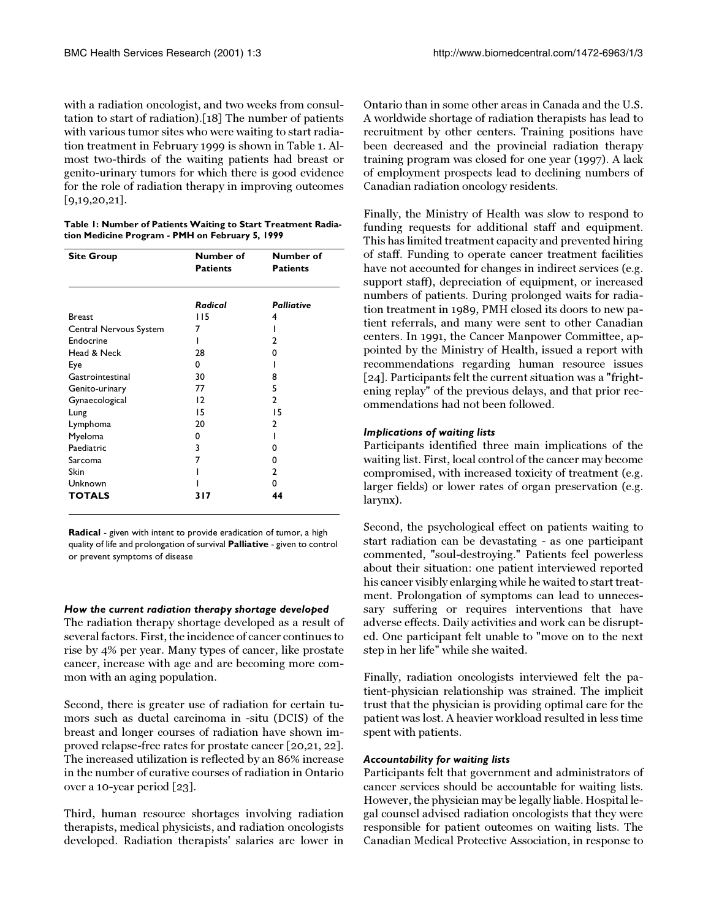with a radiation oncologist, and two weeks from consultation to start of radiation).[18] The number of patients with various tumor sites who were waiting to start radiation treatment in February 1999 is shown in Table 1. Almost two-thirds of the waiting patients had breast or genito-urinary tumors for which there is good evidence for the role of radiation therapy in improving outcomes [9,19,20,21].

**Table 1: Number of Patients Waiting to Start Treatment Radiation Medicine Program - PMH on February 5, 1999**

| Site Group | Number of Patients | Number of Patients |
|---|---|---|
| | *Radical* | *Palliative* |
| Breast | 115 | 4 |
| Central Nervous System | 7 | 1 |
| Endocrine | 1 | 2 |
| Head & Neck | 28 | 0 |
| Eye | 0 | 1 |
| Gastrointestinal | 30 | 8 |
| Genito-urinary | 77 | 5 |
| Gynaecological | 12 | 2 |
| Lung | 15 | 15 |
| Lymphoma | 20 | 2 |
| Myeloma | 0 | 1 |
| Paediatric | 3 | 0 |
| Sarcoma | 7 | 0 |
| Skin | 1 | 2 |
| Unknown | 1 | 0 |
| **TOTALS** | **317** | **44** |

**Radical** - given with intent to provide eradication of tumor, a high quality of life and prolongation of survival **Palliative** - given to control or prevent symptoms of disease

### *How the current radiation therapy shortage developed*

The radiation therapy shortage developed as a result of several factors. First, the incidence of cancer continues to rise by 4% per year. Many types of cancer, like prostate cancer, increase with age and are becoming more common with an aging population.

Second, there is greater use of radiation for certain tumors such as ductal carcinoma in -situ (DCIS) of the breast and longer courses of radiation have shown improved relapse-free rates for prostate cancer [20,21, 22]. The increased utilization is reflected by an 86% increase in the number of curative courses of radiation in Ontario over a 10-year period [23].

Third, human resource shortages involving radiation therapists, medical physicists, and radiation oncologists developed. Radiation therapists' salaries are lower in Ontario than in some other areas in Canada and the U.S. A worldwide shortage of radiation therapists has lead to recruitment by other centers. Training positions have been decreased and the provincial radiation therapy training program was closed for one year (1997). A lack of employment prospects lead to declining numbers of Canadian radiation oncology residents.

Finally, the Ministry of Health was slow to respond to funding requests for additional staff and equipment. This has limited treatment capacity and prevented hiring of staff. Funding to operate cancer treatment facilities have not accounted for changes in indirect services (e.g. support staff), depreciation of equipment, or increased numbers of patients. During prolonged waits for radiation treatment in 1989, PMH closed its doors to new patient referrals, and many were sent to other Canadian centers. In 1991, the Cancer Manpower Committee, appointed by the Ministry of Health, issued a report with recommendations regarding human resource issues [24]. Participants felt the current situation was a "frightening replay" of the previous delays, and that prior recommendations had not been followed.

### *Implications of waiting lists*

Participants identified three main implications of the waiting list. First, local control of the cancer may become compromised, with increased toxicity of treatment (e.g. larger fields) or lower rates of organ preservation (e.g. larynx).

Second, the psychological effect on patients waiting to start radiation can be devastating - as one participant commented, "soul-destroying." Patients feel powerless about their situation: one patient interviewed reported his cancer visibly enlarging while he waited to start treatment. Prolongation of symptoms can lead to unnecessary suffering or requires interventions that have adverse effects. Daily activities and work can be disrupted. One participant felt unable to "move on to the next step in her life" while she waited.

Finally, radiation oncologists interviewed felt the patient-physician relationship was strained. The implicit trust that the physician is providing optimal care for the patient was lost. A heavier workload resulted in less time spent with patients.

### *Accountability for waiting lists*

Participants felt that government and administrators of cancer services should be accountable for waiting lists. However, the physician may be legally liable. Hospital legal counsel advised radiation oncologists that they were responsible for patient outcomes on waiting lists. The Canadian Medical Protective Association, in response to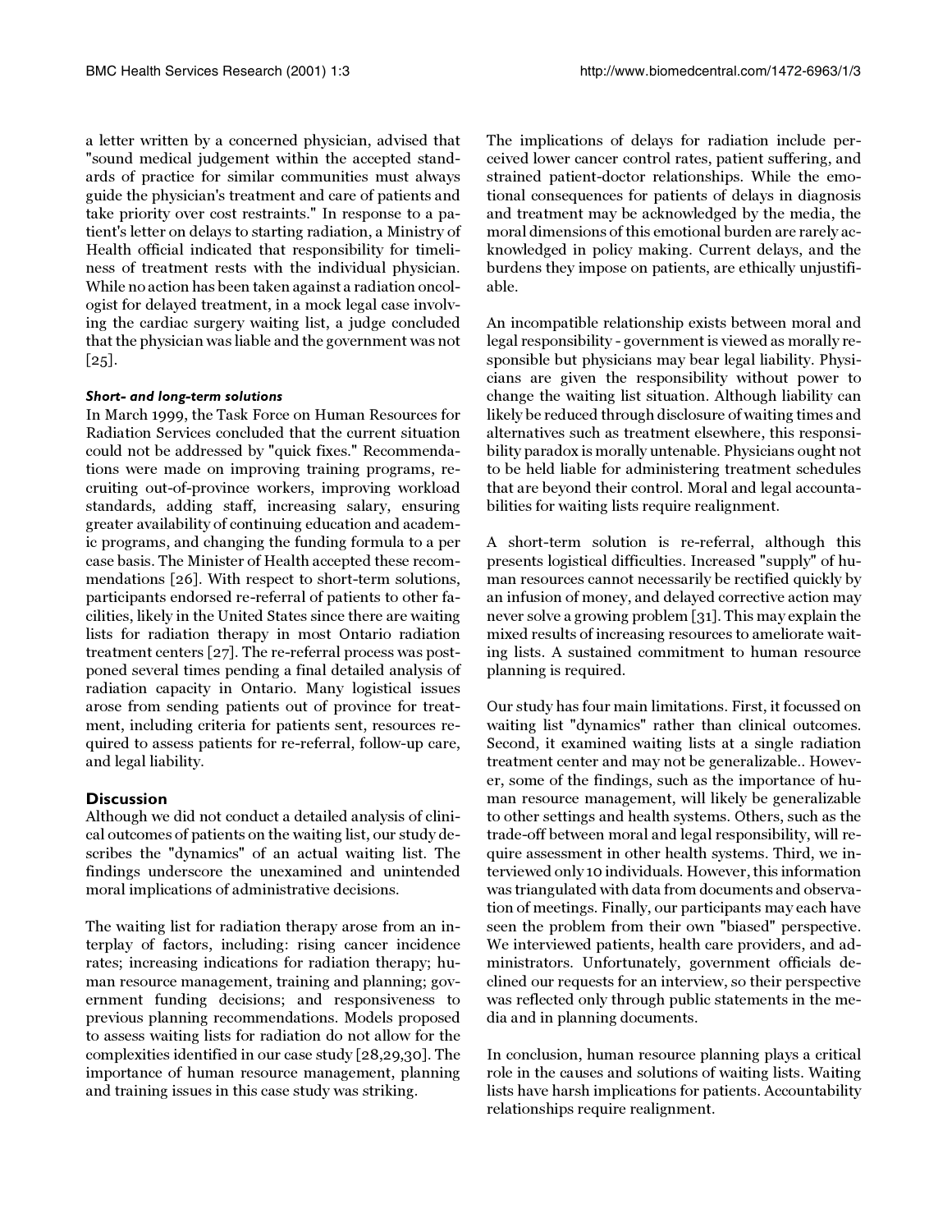a letter written by a concerned physician, advised that "sound medical judgement within the accepted standards of practice for similar communities must always guide the physician's treatment and care of patients and take priority over cost restraints." In response to a patient's letter on delays to starting radiation, a Ministry of Health official indicated that responsibility for timeliness of treatment rests with the individual physician. While no action has been taken against a radiation oncologist for delayed treatment, in a mock legal case involving the cardiac surgery waiting list, a judge concluded that the physician was liable and the government was not [25].

#### *Short- and long-term solutions*

In March 1999, the Task Force on Human Resources for Radiation Services concluded that the current situation could not be addressed by "quick fixes." Recommendations were made on improving training programs, recruiting out-of-province workers, improving workload standards, adding staff, increasing salary, ensuring greater availability of continuing education and academic programs, and changing the funding formula to a per case basis. The Minister of Health accepted these recommendations [26]. With respect to short-term solutions, participants endorsed re-referral of patients to other facilities, likely in the United States since there are waiting lists for radiation therapy in most Ontario radiation treatment centers [27]. The re-referral process was postponed several times pending a final detailed analysis of radiation capacity in Ontario. Many logistical issues arose from sending patients out of province for treatment, including criteria for patients sent, resources required to assess patients for re-referral, follow-up care, and legal liability.

## Discussion

Although we did not conduct a detailed analysis of clinical outcomes of patients on the waiting list, our study describes the "dynamics" of an actual waiting list. The findings underscore the unexamined and unintended moral implications of administrative decisions.

The waiting list for radiation therapy arose from an interplay of factors, including: rising cancer incidence rates; increasing indications for radiation therapy; human resource management, training and planning; government funding decisions; and responsiveness to previous planning recommendations. Models proposed to assess waiting lists for radiation do not allow for the complexities identified in our case study [28,29,30]. The importance of human resource management, planning and training issues in this case study was striking.

The implications of delays for radiation include perceived lower cancer control rates, patient suffering, and strained patient-doctor relationships. While the emotional consequences for patients of delays in diagnosis and treatment may be acknowledged by the media, the moral dimensions of this emotional burden are rarely acknowledged in policy making. Current delays, and the burdens they impose on patients, are ethically unjustifiable.

An incompatible relationship exists between moral and legal responsibility - government is viewed as morally responsible but physicians may bear legal liability. Physicians are given the responsibility without power to change the waiting list situation. Although liability can likely be reduced through disclosure of waiting times and alternatives such as treatment elsewhere, this responsibility paradox is morally untenable. Physicians ought not to be held liable for administering treatment schedules that are beyond their control. Moral and legal accountabilities for waiting lists require realignment.

A short-term solution is re-referral, although this presents logistical difficulties. Increased "supply" of human resources cannot necessarily be rectified quickly by an infusion of money, and delayed corrective action may never solve a growing problem [31]. This may explain the mixed results of increasing resources to ameliorate waiting lists. A sustained commitment to human resource planning is required.

Our study has four main limitations. First, it focussed on waiting list "dynamics" rather than clinical outcomes. Second, it examined waiting lists at a single radiation treatment center and may not be generalizable.. However, some of the findings, such as the importance of human resource management, will likely be generalizable to other settings and health systems. Others, such as the trade-off between moral and legal responsibility, will require assessment in other health systems. Third, we interviewed only 10 individuals. However, this information was triangulated with data from documents and observation of meetings. Finally, our participants may each have seen the problem from their own "biased" perspective. We interviewed patients, health care providers, and administrators. Unfortunately, government officials declined our requests for an interview, so their perspective was reflected only through public statements in the media and in planning documents.

In conclusion, human resource planning plays a critical role in the causes and solutions of waiting lists. Waiting lists have harsh implications for patients. Accountability relationships require realignment.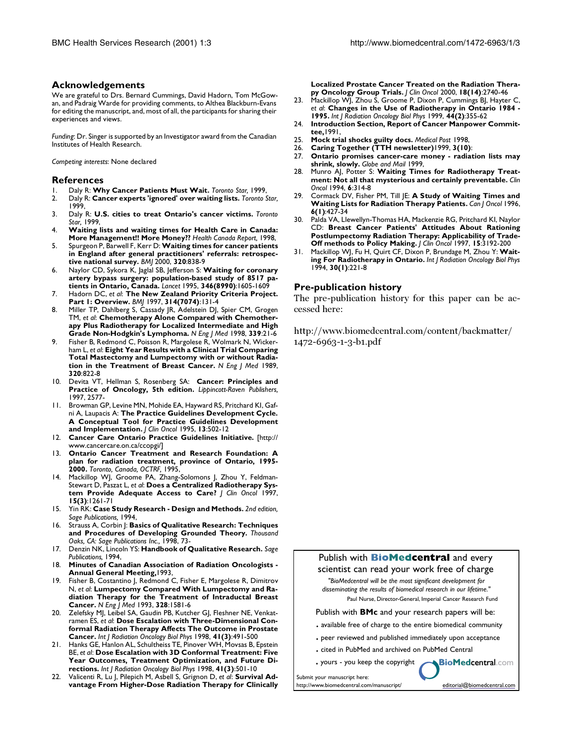## Acknowledgements

We are grateful to Drs. Bernard Cummings, David Hadorn, Tom McGowan, and Padraig Warde for providing comments, to Althea Blackburn-Evans for editing the manuscript, and, most of all, the participants for sharing their experiences and views.

*Funding*: Dr. Singer is supported by an Investigator award from the Canadian Institutes of Health Research.

*Competing interests*: None declared

## References

1. Daly R: **Why Cancer Patients Must Wait.** *Toronto Star,* 1999,
2. Daly R: **Cancer experts 'ignored' over waiting lists.** *Toronto Star,* 1999,
3. Daly R: **U.S. cities to treat Ontario's cancer victims.** *Toronto Star,* 1999,
4. **Waiting lists and waiting times for Health Care in Canada: More Management!! More Money??** *Health Canada Report,* 1998,
5. Spurgeon P, Barwell F, Kerr D: **Waiting times for cancer patients in England after general practitioners' referrals: retrospective national survey.** *BMJ* 2000, **320**:838-9
6. Naylor CD, Sykora K, Jaglal SB, Jefferson S: **Waiting for coronary artery bypass surgery: population-based study of 8517 patients in Ontario, Canada.** *Lancet* 1995, **346(8990)**:1605-1609
7. Hadorn DC, *et al*: **The New Zealand Priority Criteria Project. Part 1: Overview.** *BMJ* 1997, **314(7074)**:131-4
8. Miller TP, Dahlberg S, Cassady JR, Adelstein DJ, Spier CM, Grogen TM, *et al*: **Chemotherapy Alone Compared with Chemotherapy Plus Radiotherapy for Localized Intermediate and High Grade Non-Hodgkin's Lymphoma.** *N Eng J Med* 1998, **339**:21-6
9. Fisher B, Redmond C, Poisson R, Margolese R, Wolmark N, Wickerham L, *et al*: **Eight Year Results with a Clinical Trial Comparing Total Mastectomy and Lumpectomy with or without Radiation in the Treatment of Breast Cancer.** *N Eng J Med* 1989, **320**:822-8
10. Devita VT, Hellman S, Rosenberg SA: **Cancer: Principles and Practice of Oncology, 5th edition.** *Lippincott-Raven Publishers,* 1997, 2577-
11. Browman GP, Levine MN, Mohide EA, Hayward RS, Pritchard KI, Gafni A, Laupacis A: **The Practice Guidelines Development Cycle. A Conceptual Tool for Practice Guidelines Development and Implementation.** *J Clin Oncol* 1995, **13**:502-12
12. **Cancer Care Ontario Practice Guidelines Initiative.** [http://www.cancercare.on.ca/ccopgi/]
13. **Ontario Cancer Treatment and Research Foundation: A plan for radiation treatment, province of Ontario, 1995-2000.** *Toronto, Canada, OCTRF,* 1995,
14. Mackillop WJ, Groome PA, Zhang-Solomons J, Zhou Y, Feldman-Stewart D, Paszat L, *et al*: **Does a Centralized Radiotherapy System Provide Adequate Access to Care?** *J Clin Oncol* 1997, **15(3)**:1261-71
15. Yin RK: **Case Study Research - Design and Methods.** *2nd edition, Sage Publications,* 1994,
16. Strauss A, Corbin J: **Basics of Qualitative Research: Techniques and Procedures of Developing Grounded Theory.** *Thousand Oaks, CA: Sage Publications Inc.,* 1998, 73-
17. Denzin NK, Lincoln YS: **Handbook of Qualitative Research.** *Sage Publications,* 1994,
18. **Minutes of Canadian Association of Radiation Oncologists - Annual General Meeting,**1993,
19. Fisher B, Costantino J, Redmond C, Fisher E, Margolese R, Dimitrov N, *et al*: **Lumpectomy Compared With Lumpectomy and Radiation Therapy for the Treatment of Intraductal Breast Cancer.** *N Eng J Med* 1993, **328**:1581-6
20. Zelefsky MJ, Leibel SA, Gaudin PB, Kutcher GJ, Fleshner NE, Venkatramen ES, *et al*: **Dose Escalation with Three-Dimensional Conformal Radiation Therapy Affects The Outcome in Prostate Cancer.** *Int J Radiation Oncology Biol Phys* 1998, **41(3)**:491-500
21. Hanks GE, Hanlon AL, Schultheiss TE, Pinover WH, Movsas B, Epstein BE, *et al*: **Dose Escalation with 3D Conformal Treatment: Five Year Outcomes, Treatment Optimization, and Future Directions.** *Int J Radiation Oncology Biol Phys* 1998, **41(3)**:501-10
22. Valicenti R, Lu J, Pilepich M, Asbell S, Grignon D, *et al*: **Survival Advantage From Higher-Dose Radiation Therapy for Clinically Localized Prostate Cancer Treated on the Radiation Therapy Oncology Group Trials.** *J Clin Oncol* 2000, **18(14)**:2740-46
23. Mackillop WJ, Zhou S, Groome P, Dixon P, Cummings BJ, Hayter C, *et al*: **Changes in the Use of Radiotherapy in Ontario 1984 - 1995.** *Int J Radiation Oncology Biol Phys* 1999, **44(2)**:355-62
24. **Introduction Section, Report of Cancer Manpower Committee,**1991,
25. **Mock trial shocks guilty docs.** *Medical Post* 1998,
26. **Caring Together (TTH newsletter)**1999, **3(10)**:
27. **Ontario promises cancer-care money - radiation lists may shrink, slowly.** *Globe and Mail* 1999,
28. Munro AJ, Potter S: **Waiting Times for Radiotherapy Treatment: Not all that mysterious and certainly preventable.** *Clin Oncol* 1994, **6**:314-8
29. Cormack DV, Fisher PM, Till JE: **A Study of Waiting Times and Waiting Lists for Radiation Therapy Patients.** *Can J Oncol* 1996, **6(1)**:427-34
30. Palda VA, Llewellyn-Thomas HA, Mackenzie RG, Pritchard KI, Naylor CD: **Breast Cancer Patients' Attitudes About Rationing Postlumpectomy Radiation Therapy: Applicability of Trade-Off methods to Policy Making.** *J Clin Oncol* 1997, **15**:3192-200
31. Mackillop WJ, Fu H, Quirt CF, Dixon P, Brundage M, Zhou Y: **Waiting For Radiotherapy in Ontario.** *Int J Radiation Oncology Biol Phys* 1994, **30(1)**:221-8

## Pre-publication history

The pre-publication history for this paper can be accessed here:

http://www.biomedcentral.com/content/backmatter/1472-6963-1-3-b1.pdf

Publish with **BioMedcentral** and every scientist can read your work free of charge

*"BioMedcentral will be the most significant development for disseminating the results of biomedical research in our lifetime."*
Paul Nurse, Director-General, Imperial Cancer Research Fund

Publish with **BMc** and your research papers will be:

- available free of charge to the entire biomedical community
- peer reviewed and published immediately upon acceptance
- cited in PubMed and archived on PubMed Central
- yours - you keep the copyright

**BioMed**central.com

Submit your manuscript here:
http://www.biomedcentral.com/manuscript/ editorial@biomedcentral.com